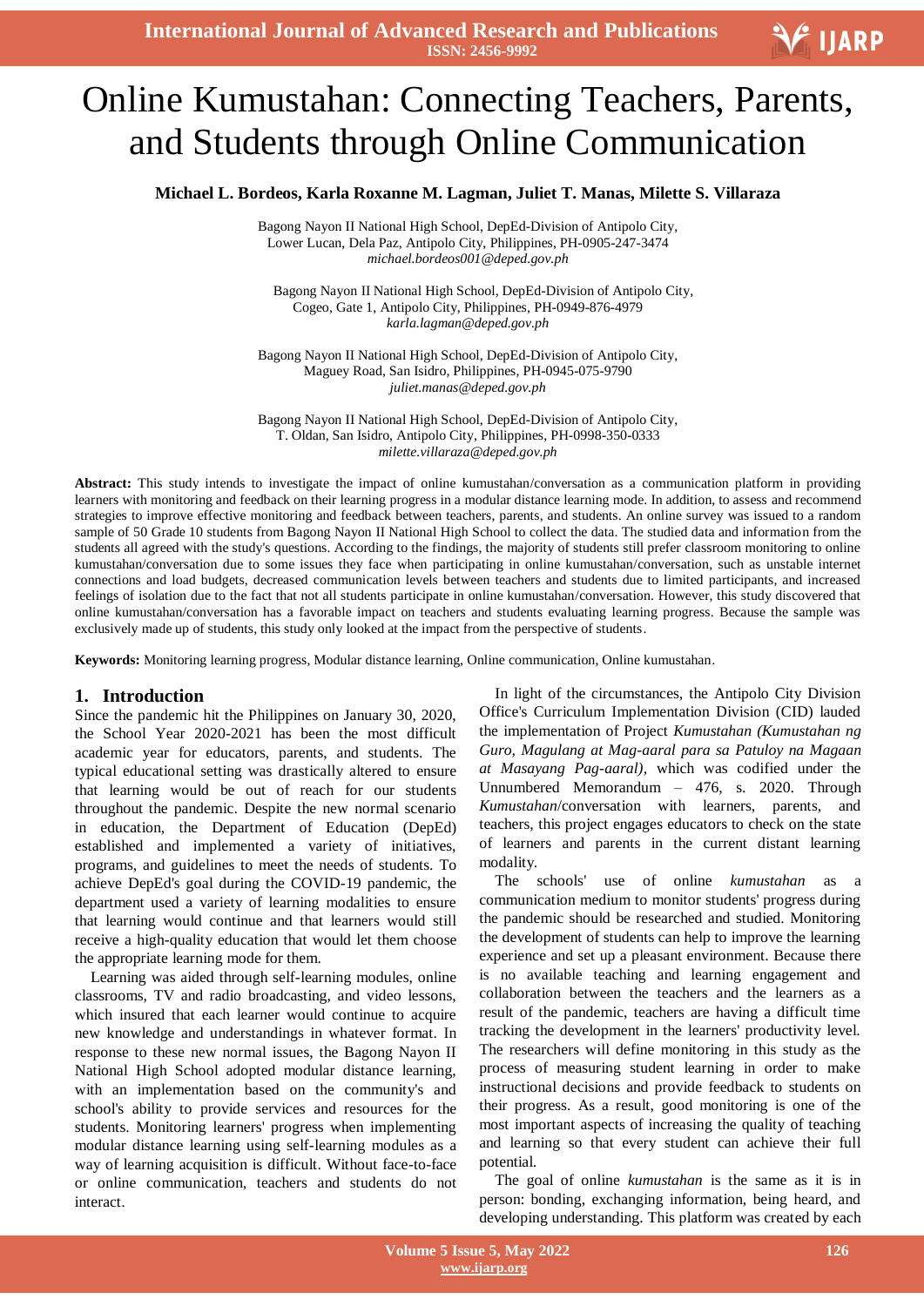# Online Kumustahan: Connecting Teachers, Parents, and Students through Online Communication

**Michael L. Bordeos, Karla Roxanne M. Lagman, Juliet T. Manas, Milette S. Villaraza**

Bagong Nayon II National High School, DepEd-Division of Antipolo City,
Lower Lucan, Dela Paz, Antipolo City, Philippines, PH-0905-247-3474
*michael.bordeos001@deped.gov.ph*

Bagong Nayon II National High School, DepEd-Division of Antipolo City,
Cogeo, Gate 1, Antipolo City, Philippines, PH-0949-876-4979
*karla.lagman@deped.gov.ph*

Bagong Nayon II National High School, DepEd-Division of Antipolo City,
Maguey Road, San Isidro, Antipolo City, Philippines, PH-0945-075-9790
*juliet.manas@deped.gov.ph*

Bagong Nayon II National High School, DepEd-Division of Antipolo City,
T. Oldan, San Isidro, Antipolo City, Philippines, PH-0998-350-0333
*milette.villaraza@deped.gov.ph*

**Abstract:** This study intends to investigate the impact of online kumustahan/conversation as a communication platform in providing learners with monitoring and feedback on their learning progress in a modular distance learning mode. In addition, to assess and recommend strategies to improve effective monitoring and feedback between teachers, parents, and students. An online survey was issued to a random sample of 50 Grade 10 students from Bagong Nayon II National High School to collect the data. The studied data and information from the students all agreed with the study's questions. According to the findings, the majority of students still prefer classroom monitoring to online kumustahan/conversation due to some issues they face when participating in online kumustahan/conversation, such as unstable internet connections and load budgets, decreased communication levels between teachers and students due to limited participants, and increased feelings of isolation due to the fact that not all students participate in online kumustahan/conversation. However, this study discovered that online kumustahan/conversation has a favorable impact on teachers and students evaluating learning progress. Because the sample was exclusively made up of students, this study only looked at the impact from the perspective of students.

**Keywords:** Monitoring learning progress, Modular distance learning, Online communication, Online kumustahan.

## 1. Introduction

Since the pandemic hit the Philippines on January 30, 2020, the School Year 2020-2021 has been the most difficult academic year for educators, parents, and students. The typical educational setting was drastically altered to ensure that learning would be out of reach for our students throughout the pandemic. Despite the new normal scenario in education, the Department of Education (DepEd) established and implemented a variety of initiatives, programs, and guidelines to meet the needs of students. To achieve DepEd's goal during the COVID-19 pandemic, the department used a variety of learning modalities to ensure that learning would continue and that learners would still receive a high-quality education that would let them choose the appropriate learning mode for them.

Learning was aided through self-learning modules, online classrooms, TV and radio broadcasting, and video lessons, which insured that each learner would continue to acquire new knowledge and understandings in whatever format. In response to these new normal issues, the Bagong Nayon II National High School adopted modular distance learning, with an implementation based on the community's and school's ability to provide services and resources for the students. Monitoring learners' progress when implementing modular distance learning using self-learning modules as a way of learning acquisition is difficult. Without face-to-face or online communication, teachers and students do not interact.

In light of the circumstances, the Antipolo City Division Office's Curriculum Implementation Division (CID) lauded the implementation of Project *Kumustahan (Kumustahan ng Guro, Magulang at Mag-aaral para sa Patuloy na Magaan at Masayang Pag-aaral)*, which was codified under the Unnumbered Memorandum – 476, s. 2020. Through *Kumustahan*/conversation with learners, parents, and teachers, this project engages educators to check on the state of learners and parents in the current distant learning modality.

The schools' use of online *kumustahan* as a communication medium to monitor students' progress during the pandemic should be researched and studied. Monitoring the development of students can help to improve the learning experience and set up a pleasant environment. Because there is no available teaching and learning engagement and collaboration between the teachers and the learners as a result of the pandemic, teachers are having a difficult time tracking the development in the learners' productivity level. The researchers will define monitoring in this study as the process of measuring student learning in order to make instructional decisions and provide feedback to students on their progress. As a result, good monitoring is one of the most important aspects of increasing the quality of teaching and learning so that every student can achieve their full potential.

The goal of online *kumustahan* is the same as it is in person: bonding, exchanging information, being heard, and developing understanding. This platform was created by each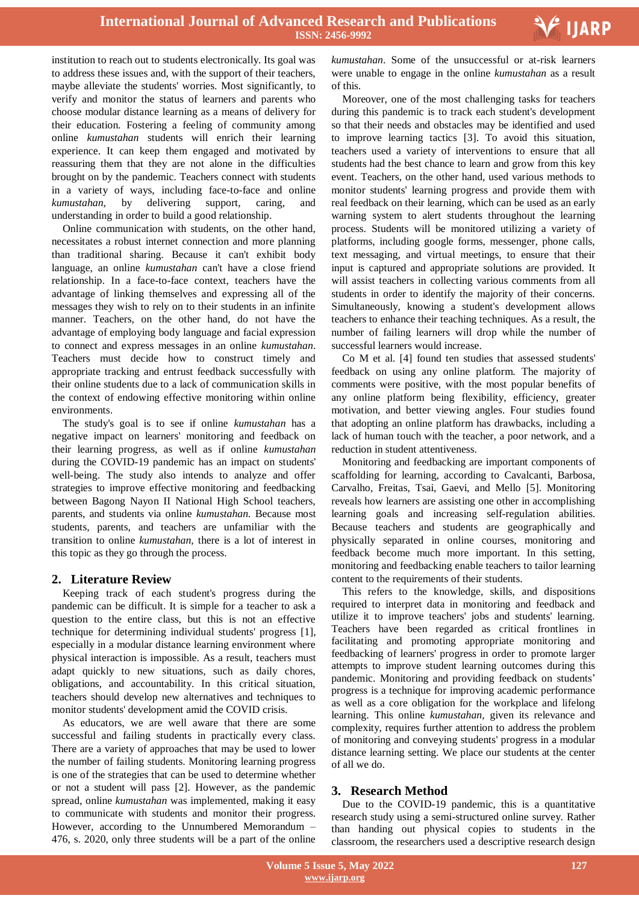institution to reach out to students electronically. Its goal was to address these issues and, with the support of their teachers, maybe alleviate the students' worries. Most significantly, to verify and monitor the status of learners and parents who choose modular distance learning as a means of delivery for their education. Fostering a feeling of community among online *kumustahan* students will enrich their learning experience. It can keep them engaged and motivated by reassuring them that they are not alone in the difficulties brought on by the pandemic. Teachers connect with students in a variety of ways, including face-to-face and online *kumustahan,* by delivering support, caring, and understanding in order to build a good relationship.

Online communication with students, on the other hand, necessitates a robust internet connection and more planning than traditional sharing. Because it can't exhibit body language, an online *kumustahan* can't have a close friend relationship. In a face-to-face context, teachers have the advantage of linking themselves and expressing all of the messages they wish to rely on to their students in an infinite manner. Teachers, on the other hand, do not have the advantage of employing body language and facial expression to connect and express messages in an online *kumustahan*. Teachers must decide how to construct timely and appropriate tracking and entrust feedback successfully with their online students due to a lack of communication skills in the context of endowing effective monitoring within online environments.

The study's goal is to see if online *kumustahan* has a negative impact on learners' monitoring and feedback on their learning progress, as well as if online *kumustahan* during the COVID-19 pandemic has an impact on students' well-being. The study also intends to analyze and offer strategies to improve effective monitoring and feedbacking between Bagong Nayon II National High School teachers, parents, and students via online *kumustahan.* Because most students, parents, and teachers are unfamiliar with the transition to online *kumustahan*, there is a lot of interest in this topic as they go through the process.

## 2. Literature Review

Keeping track of each student's progress during the pandemic can be difficult. It is simple for a teacher to ask a question to the entire class, but this is not an effective technique for determining individual students' progress [1], especially in a modular distance learning environment where physical interaction is impossible. As a result, teachers must adapt quickly to new situations, such as daily chores, obligations, and accountability. In this critical situation, teachers should develop new alternatives and techniques to monitor students' development amid the COVID crisis.

As educators, we are well aware that there are some successful and failing students in practically every class. There are a variety of approaches that may be used to lower the number of failing students. Monitoring learning progress is one of the strategies that can be used to determine whether or not a student will pass [2]. However, as the pandemic spread, online *kumustahan* was implemented, making it easy to communicate with students and monitor their progress. However, according to the Unnumbered Memorandum – 476, s. 2020, only three students will be a part of the online *kumustahan*. Some of the unsuccessful or at-risk learners were unable to engage in the online *kumustahan* as a result of this.

Moreover, one of the most challenging tasks for teachers during this pandemic is to track each student's development so that their needs and obstacles may be identified and used to improve learning tactics [3]. To avoid this situation, teachers used a variety of interventions to ensure that all students had the best chance to learn and grow from this key event. Teachers, on the other hand, used various methods to monitor students' learning progress and provide them with real feedback on their learning, which can be used as an early warning system to alert students throughout the learning process. Students will be monitored utilizing a variety of platforms, including google forms, messenger, phone calls, text messaging, and virtual meetings, to ensure that their input is captured and appropriate solutions are provided. It will assist teachers in collecting various comments from all students in order to identify the majority of their concerns. Simultaneously, knowing a student's development allows teachers to enhance their teaching techniques. As a result, the number of failing learners will drop while the number of successful learners would increase.

Co M et al. [4] found ten studies that assessed students' feedback on using any online platform. The majority of comments were positive, with the most popular benefits of any online platform being flexibility, efficiency, greater motivation, and better viewing angles. Four studies found that adopting an online platform has drawbacks, including a lack of human touch with the teacher, a poor network, and a reduction in student attentiveness.

Monitoring and feedbacking are important components of scaffolding for learning, according to Cavalcanti, Barbosa, Carvalho, Freitas, Tsai, Gaevi, and Mello [5]. Monitoring reveals how learners are assisting one other in accomplishing learning goals and increasing self-regulation abilities. Because teachers and students are geographically and physically separated in online courses, monitoring and feedback become much more important. In this setting, monitoring and feedbacking enable teachers to tailor learning content to the requirements of their students.

This refers to the knowledge, skills, and dispositions required to interpret data in monitoring and feedback and utilize it to improve teachers' jobs and students' learning. Teachers have been regarded as critical frontlines in facilitating and promoting appropriate monitoring and feedbacking of learners' progress in order to promote larger attempts to improve student learning outcomes during this pandemic. Monitoring and providing feedback on students' progress is a technique for improving academic performance as well as a core obligation for the workplace and lifelong learning. This online *kumustahan*, given its relevance and complexity, requires further attention to address the problem of monitoring and conveying students' progress in a modular distance learning setting. We place our students at the center of all we do.

## 3. Research Method

Due to the COVID-19 pandemic, this is a quantitative research study using a semi-structured online survey. Rather than handing out physical copies to students in the classroom, the researchers used a descriptive research design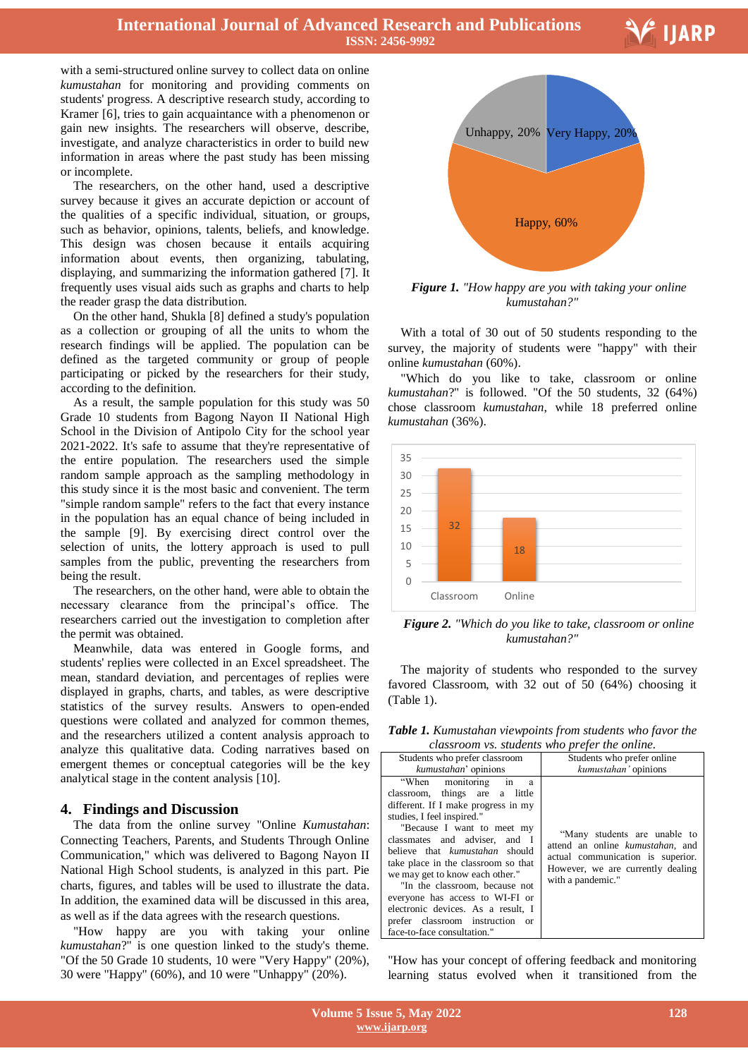with a semi-structured online survey to collect data on online *kumustahan* for monitoring and providing comments on students' progress. A descriptive research study, according to Kramer [6], tries to gain acquaintance with a phenomenon or gain new insights. The researchers will observe, describe, investigate, and analyze characteristics in order to build new information in areas where the past study has been missing or incomplete.

The researchers, on the other hand, used a descriptive survey because it gives an accurate depiction or account of the qualities of a specific individual, situation, or groups, such as behavior, opinions, talents, beliefs, and knowledge. This design was chosen because it entails acquiring information about events, then organizing, tabulating, displaying, and summarizing the information gathered [7]. It frequently uses visual aids such as graphs and charts to help the reader grasp the data distribution.

On the other hand, Shukla [8] defined a study's population as a collection or grouping of all the units to whom the research findings will be applied. The population can be defined as the targeted community or group of people participating or picked by the researchers for their study, according to the definition.

As a result, the sample population for this study was 50 Grade 10 students from Bagong Nayon II National High School in the Division of Antipolo City for the school year 2021-2022. It's safe to assume that they're representative of the entire population. The researchers used the simple random sample approach as the sampling methodology in this study since it is the most basic and convenient. The term "simple random sample" refers to the fact that every instance in the population has an equal chance of being included in the sample [9]. By exercising direct control over the selection of units, the lottery approach is used to pull samples from the public, preventing the researchers from being the result.

The researchers, on the other hand, were able to obtain the necessary clearance from the principal's office. The researchers carried out the investigation to completion after the permit was obtained.

Meanwhile, data was entered in Google forms, and students' replies were collected in an Excel spreadsheet. The mean, standard deviation, and percentages of replies were displayed in graphs, charts, and tables, as were descriptive statistics of the survey results. Answers to open-ended questions were collated and analyzed for common themes, and the researchers utilized a content analysis approach to analyze this qualitative data. Coding narratives based on emergent themes or conceptual categories will be the key analytical stage in the content analysis [10].

## 4. Findings and Discussion

The data from the online survey "Online *Kumustahan*: Connecting Teachers, Parents, and Students Through Online Communication," which was delivered to Bagong Nayon II National High School students, is analyzed in this part. Pie charts, figures, and tables will be used to illustrate the data. In addition, the examined data will be discussed in this area, as well as if the data agrees with the research questions.

"How happy are you with taking your online *kumustahan*?" is one question linked to the study's theme. "Of the 50 Grade 10 students, 10 were "Very Happy" (20%), 30 were "Happy" (60%), and 10 were "Unhappy" (20%).

Unhappy, 20% — Very Happy, 20% — Happy, 60%

***Figure 1.*** *"How happy are you with taking your online kumustahan?"*

With a total of 30 out of 50 students responding to the survey, the majority of students were "happy" with their online *kumustahan* (60%).

"Which do you like to take, classroom or online *kumustahan*?" is followed. "Of the 50 students, 32 (64%) chose classroom *kumustahan,* while 18 preferred online *kumustahan* (36%).

| | Classroom | Online |
|---|---|---|
| Students | 32 | 18 |

***Figure 2.*** *"Which do you like to take, classroom or online kumustahan?"*

The majority of students who responded to the survey favored Classroom, with 32 out of 50 (64%) choosing it (Table 1).

***Table 1.*** *Kumustahan viewpoints from students who favor the classroom vs. students who prefer the online.*

| Students who prefer classroom *kumustahan*' opinions | Students who prefer online *kumustahan'* opinions |
|---|---|
| "When monitoring in a classroom, things are a little different. If I make progress in my studies, I feel inspired." "Because I want to meet my classmates and adviser, and I believe that *kumustahan* should take place in the classroom so that we may get to know each other." "In the classroom, because not everyone has access to WI-FI or electronic devices. As a result, I prefer classroom instruction or face-to-face consultation." | "Many students are unable to attend an online *kumustahan,* and actual communication is superior. However, we are currently dealing with a pandemic." |

"How has your concept of offering feedback and monitoring learning status evolved when it transitioned from the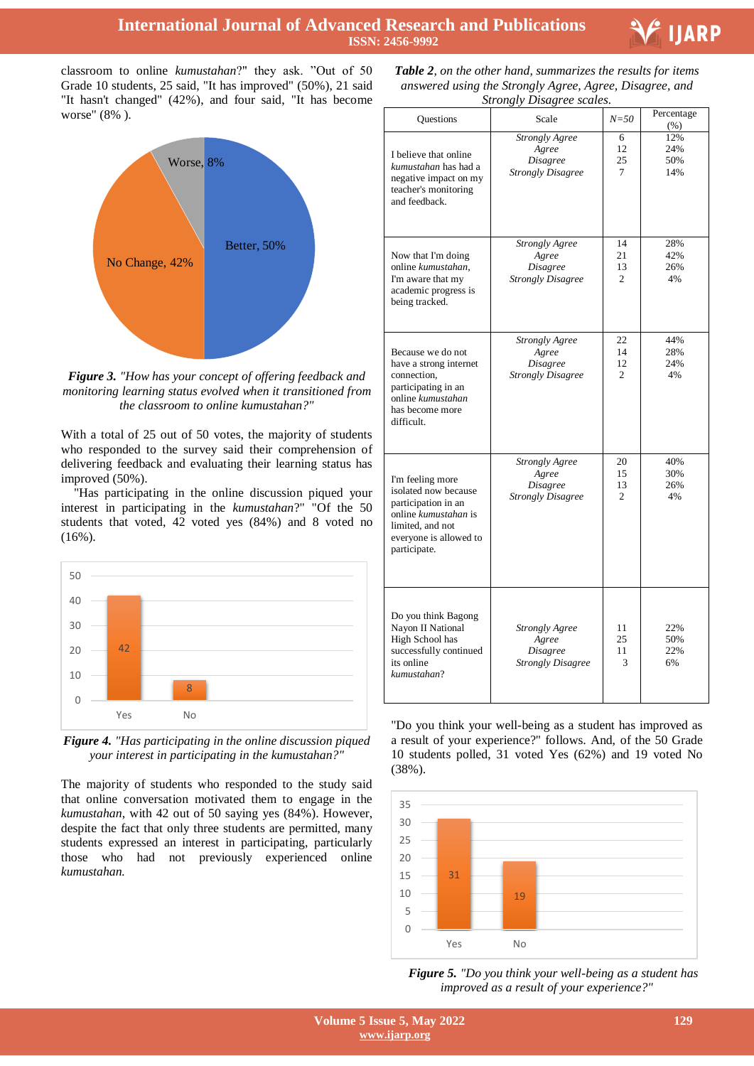classroom to online *kumustahan*?" they ask. "Out of 50 Grade 10 students, 25 said, "It has improved" (50%), 21 said "It hasn't changed" (42%), and four said, "It has become worse" (8% ).

**Figure 3.** *"How has your concept of offering feedback and monitoring learning status evolved when it transitioned from the classroom to online kumustahan?"*

With a total of 25 out of 50 votes, the majority of students who responded to the survey said their comprehension of delivering feedback and evaluating their learning status has improved (50%).

"Has participating in the online discussion piqued your interest in participating in the *kumustahan*?" "Of the 50 students that voted, 42 voted yes (84%) and 8 voted no (16%).

**Figure 4.** *"Has participating in the online discussion piqued your interest in participating in the kumustahan?"*

The majority of students who responded to the study said that online conversation motivated them to engage in the *kumustahan*, with 42 out of 50 saying yes (84%). However, despite the fact that only three students are permitted, many students expressed an interest in participating, particularly those who had not previously experienced online *kumustahan.*

***Table 2****, on the other hand, summarizes the results for items answered using the Strongly Agree, Agree, Disagree, and Strongly Disagree scales.*

| Questions | Scale | *N=50* | Percentage (%) |
|---|---|---|---|
| I believe that online *kumustahan* has had a negative impact on my teacher's monitoring and feedback. | *Strongly Agree*<br>*Agree*<br>*Disagree*<br>*Strongly Disagree* | 6<br>12<br>25<br>7 | 12%<br>24%<br>50%<br>14% |
| Now that I'm doing online *kumustahan*, I'm aware that my academic progress is being tracked. | *Strongly Agree*<br>*Agree*<br>*Disagree*<br>*Strongly Disagree* | 14<br>21<br>13<br>2 | 28%<br>42%<br>26%<br>4% |
| Because we do not have a strong internet connection, participating in an online *kumustahan* has become more difficult. | *Strongly Agree*<br>*Agree*<br>*Disagree*<br>*Strongly Disagree* | 22<br>14<br>12<br>2 | 44%<br>28%<br>24%<br>4% |
| I'm feeling more isolated now because participation in an online *kumustahan* is limited, and not everyone is allowed to participate. | *Strongly Agree*<br>*Agree*<br>*Disagree*<br>*Strongly Disagree* | 20<br>15<br>13<br>2 | 40%<br>30%<br>26%<br>4% |
| Do you think Bagong Nayon II National High School has successfully continued its online *kumustahan*? | *Strongly Agree*<br>*Agree*<br>*Disagree*<br>*Strongly Disagree* | 11<br>25<br>11<br>3 | 22%<br>50%<br>22%<br>6% |

"Do you think your well-being as a student has improved as a result of your experience?" follows. And, of the 50 Grade 10 students polled, 31 voted Yes (62%) and 19 voted No (38%).

**Figure 5.** *"Do you think your well-being as a student has improved as a result of your experience?"*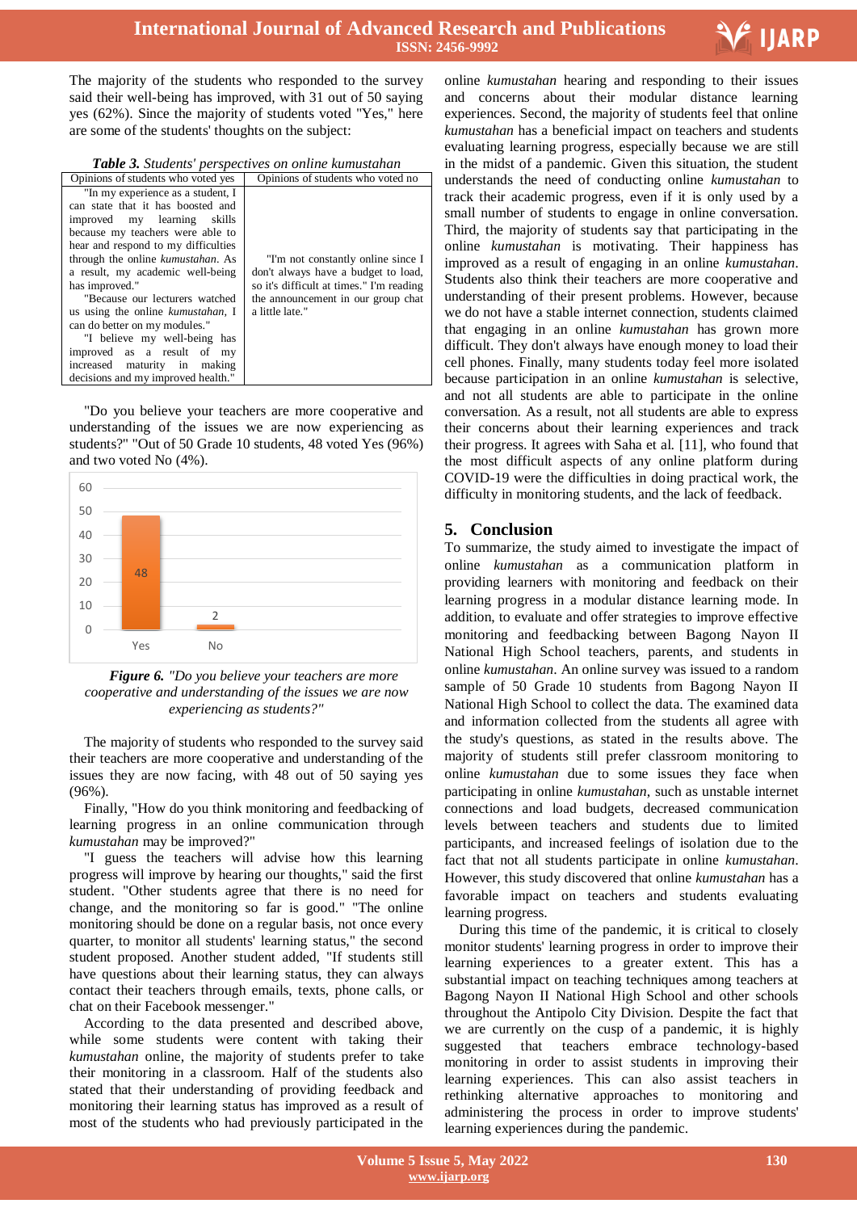The majority of the students who responded to the survey said their well-being has improved, with 31 out of 50 saying yes (62%). Since the majority of students voted "Yes," here are some of the students' thoughts on the subject:

***Table 3.*** *Students' perspectives on online kumustahan*

| Opinions of students who voted yes | Opinions of students who voted no |
|---|---|
| "In my experience as a student, I can state that it has boosted and improved my learning skills because my teachers were able to hear and respond to my difficulties through the online *kumustahan*. As a result, my academic well-being has improved." "Because our lecturers watched us using the online *kumustahan,* I can do better on my modules." "I believe my well-being has improved as a result of my increased maturity in making decisions and my improved health." | "I'm not constantly online since I don't always have a budget to load, so it's difficult at times." I'm reading the announcement in our group chat a little late." |

"Do you believe your teachers are more cooperative and understanding of the issues we are now experiencing as students?" "Out of 50 Grade 10 students, 48 voted Yes (96%) and two voted No (4%).

***Figure 6.*** *"Do you believe your teachers are more cooperative and understanding of the issues we are now experiencing as students?"*

The majority of students who responded to the survey said their teachers are more cooperative and understanding of the issues they are now facing, with 48 out of 50 saying yes (96%).

Finally, "How do you think monitoring and feedbacking of learning progress in an online communication through *kumustahan* may be improved?"

"I guess the teachers will advise how this learning progress will improve by hearing our thoughts," said the first student. "Other students agree that there is no need for change, and the monitoring so far is good." "The online monitoring should be done on a regular basis, not once every quarter, to monitor all students' learning status," the second student proposed. Another student added, "If students still have questions about their learning status, they can always contact their teachers through emails, texts, phone calls, or chat on their Facebook messenger."

According to the data presented and described above, while some students were content with taking their *kumustahan* online, the majority of students prefer to take their monitoring in a classroom. Half of the students also stated that their understanding of providing feedback and monitoring their learning status has improved as a result of most of the students who had previously participated in the online *kumustahan* hearing and responding to their issues and concerns about their modular distance learning experiences. Second, the majority of students feel that online *kumustahan* has a beneficial impact on teachers and students evaluating learning progress, especially because we are still in the midst of a pandemic. Given this situation, the student understands the need of conducting online *kumustahan* to track their academic progress, even if it is only used by a small number of students to engage in online conversation. Third, the majority of students say that participating in the online *kumustahan* is motivating. Their happiness has improved as a result of engaging in an online *kumustahan*. Students also think their teachers are more cooperative and understanding of their present problems. However, because we do not have a stable internet connection, students claimed that engaging in an online *kumustahan* has grown more difficult. They don't always have enough money to load their cell phones. Finally, many students today feel more isolated because participation in an online *kumustahan* is selective, and not all students are able to participate in the online conversation. As a result, not all students are able to express their concerns about their learning experiences and track their progress. It agrees with Saha et al. [11], who found that the most difficult aspects of any online platform during COVID-19 were the difficulties in doing practical work, the difficulty in monitoring students, and the lack of feedback.

## 5. Conclusion

To summarize, the study aimed to investigate the impact of online *kumustahan* as a communication platform in providing learners with monitoring and feedback on their learning progress in a modular distance learning mode. In addition, to evaluate and offer strategies to improve effective monitoring and feedbacking between Bagong Nayon II National High School teachers, parents, and students in online *kumustahan*. An online survey was issued to a random sample of 50 Grade 10 students from Bagong Nayon II National High School to collect the data. The examined data and information collected from the students all agree with the study's questions, as stated in the results above. The majority of students still prefer classroom monitoring to online *kumustahan* due to some issues they face when participating in online *kumustahan*, such as unstable internet connections and load budgets, decreased communication levels between teachers and students due to limited participants, and increased feelings of isolation due to the fact that not all students participate in online *kumustahan*. However, this study discovered that online *kumustahan* has a favorable impact on teachers and students evaluating learning progress.

During this time of the pandemic, it is critical to closely monitor students' learning progress in order to improve their learning experiences to a greater extent. This has a substantial impact on teaching techniques among teachers at Bagong Nayon II National High School and other schools throughout the Antipolo City Division. Despite the fact that we are currently on the cusp of a pandemic, it is highly suggested that teachers embrace technology-based monitoring in order to assist students in improving their learning experiences. This can also assist teachers in rethinking alternative approaches to monitoring and administering the process in order to improve students' learning experiences during the pandemic.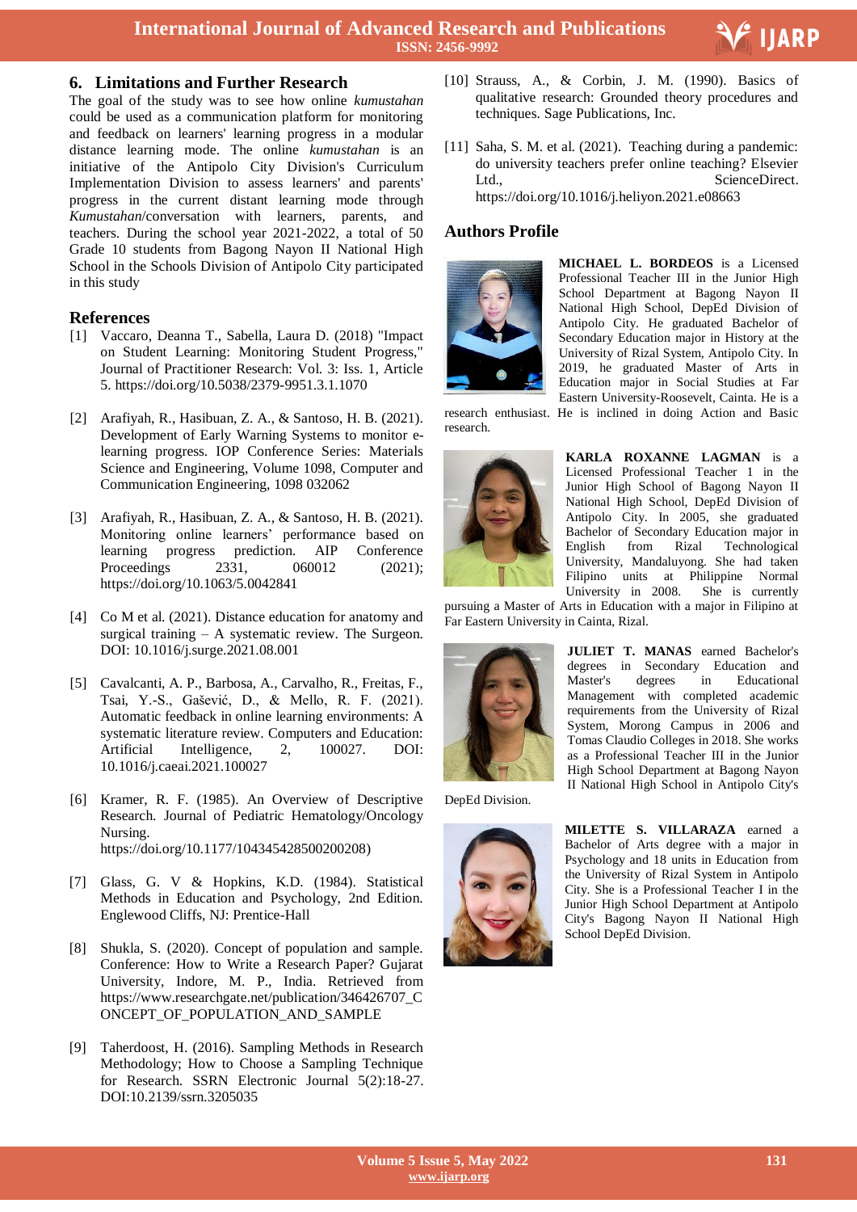## 6. Limitations and Further Research

The goal of the study was to see how online *kumustahan* could be used as a communication platform for monitoring and feedback on learners' learning progress in a modular distance learning mode. The online *kumustahan* is an initiative of the Antipolo City Division's Curriculum Implementation Division to assess learners' and parents' progress in the current distant learning mode through *Kumustahan*/conversation with learners, parents, and teachers. During the school year 2021-2022, a total of 50 Grade 10 students from Bagong Nayon II National High School in the Schools Division of Antipolo City participated in this study

## References

[1] Vaccaro, Deanna T., Sabella, Laura D. (2018) "Impact on Student Learning: Monitoring Student Progress," Journal of Practitioner Research: Vol. 3: Iss. 1, Article 5. https://doi.org/10.5038/2379-9951.3.1.1070

[2] Arafiyah, R., Hasibuan, Z. A., & Santoso, H. B. (2021). Development of Early Warning Systems to monitor e-learning progress. IOP Conference Series: Materials Science and Engineering, Volume 1098, Computer and Communication Engineering, 1098 032062

[3] Arafiyah, R., Hasibuan, Z. A., & Santoso, H. B. (2021). Monitoring online learners' performance based on learning progress prediction. AIP Conference Proceedings 2331, 060012 (2021); https://doi.org/10.1063/5.0042841

[4] Co M et al. (2021). Distance education for anatomy and surgical training – A systematic review. The Surgeon. DOI: 10.1016/j.surge.2021.08.001

[5] Cavalcanti, A. P., Barbosa, A., Carvalho, R., Freitas, F., Tsai, Y.-S., Gašević, D., & Mello, R. F. (2021). Automatic feedback in online learning environments: A systematic literature review. Computers and Education: Artificial Intelligence, 2, 100027. DOI: 10.1016/j.caeai.2021.100027

[6] Kramer, R. F. (1985). An Overview of Descriptive Research. Journal of Pediatric Hematology/Oncology Nursing. https://doi.org/10.1177/104345428500200208)

[7] Glass, G. V & Hopkins, K.D. (1984). Statistical Methods in Education and Psychology, 2nd Edition. Englewood Cliffs, NJ: Prentice-Hall

[8] Shukla, S. (2020). Concept of population and sample. Conference: How to Write a Research Paper? Gujarat University, Indore, M. P., India. Retrieved from https://www.researchgate.net/publication/346426707_CONCEPT_OF_POPULATION_AND_SAMPLE

[9] Taherdoost, H. (2016). Sampling Methods in Research Methodology; How to Choose a Sampling Technique for Research. SSRN Electronic Journal 5(2):18-27. DOI:10.2139/ssrn.3205035

[10] Strauss, A., & Corbin, J. M. (1990). Basics of qualitative research: Grounded theory procedures and techniques. Sage Publications, Inc.

[11] Saha, S. M. et al. (2021). Teaching during a pandemic: do university teachers prefer online teaching? Elsevier Ltd., ScienceDirect. https://doi.org/10.1016/j.heliyon.2021.e08663

## Authors Profile

**MICHAEL L. BORDEOS** is a Licensed Professional Teacher III in the Junior High School Department at Bagong Nayon II National High School, DepEd Division of Antipolo City. He graduated Bachelor of Secondary Education major in History at the University of Rizal System, Antipolo City. In 2019, he graduated Master of Arts in Education major in Social Studies at Far Eastern University-Roosevelt, Cainta. He is a research enthusiast. He is inclined in doing Action and Basic research.

**KARLA ROXANNE LAGMAN** is a Licensed Professional Teacher 1 in the Junior High School of Bagong Nayon II National High School, DepEd Division of Antipolo City. In 2005, she graduated Bachelor of Secondary Education major in English from Rizal Technological University, Mandaluyong. She had taken Filipino units at Philippine Normal University in 2008. She is currently pursuing a Master of Arts in Education with a major in Filipino at Far Eastern University in Cainta, Rizal.

**JULIET T. MANAS** earned Bachelor's degrees in Secondary Education and Master's degrees in Educational Management with completed academic requirements from the University of Rizal System, Morong Campus in 2006 and Tomas Claudio Colleges in 2018. She works as a Professional Teacher III in the Junior High School Department at Bagong Nayon II National High School in Antipolo City's DepEd Division.

**MILETTE S. VILLARAZA** earned a Bachelor of Arts degree with a major in Psychology and 18 units in Education from the University of Rizal System in Antipolo City. She is a Professional Teacher I in the Junior High School Department at Antipolo City's Bagong Nayon II National High School DepEd Division.